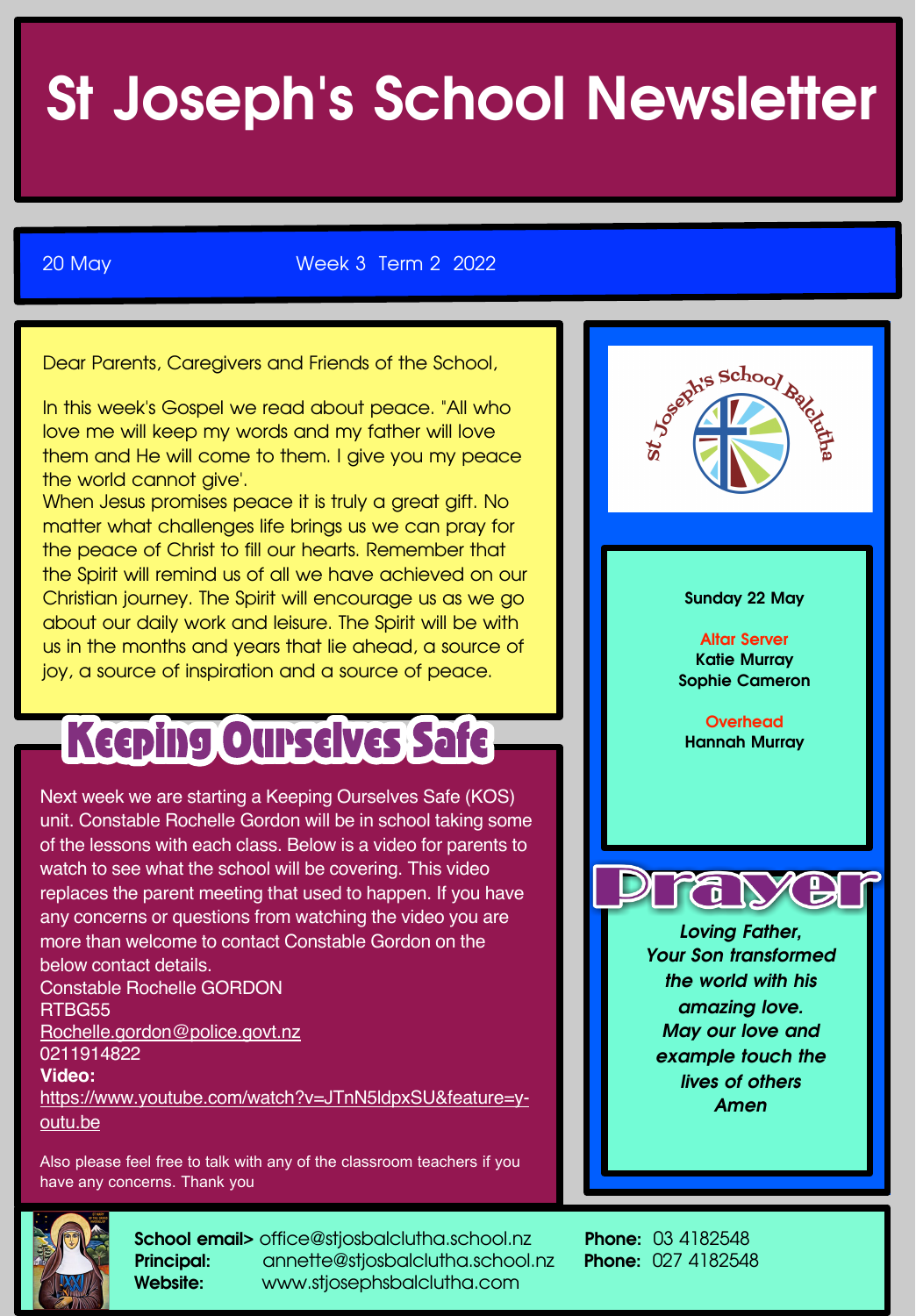# St Joseph's School Newsletter

20 May Week 3 Term 2 2022

Dear Parents, Caregivers and Friends of the School,

In this week's Gospel we read about peace. "All who love me will keep my words and my father will love them and He will come to them. I give you my peace the world cannot give'.
When Jesus promises peace it is truly a great gift. No matter what challenges life brings us we can pray for the peace of Christ to fill our hearts. Remember that the Spirit will remind us of all we have achieved on our Christian journey. The Spirit will encourage us as we go about our daily work and leisure. The Spirit will be with us in the months and years that lie ahead, a source of joy, a source of inspiration and a source of peace.

## Keeping Ourselves Safe

Next week we are starting a Keeping Ourselves Safe (KOS) unit. Constable Rochelle Gordon will be in school taking some of the lessons with each class. Below is a video for parents to watch to see what the school will be covering. This video replaces the parent meeting that used to happen. If you have any concerns or questions from watching the video you are more than welcome to contact Constable Gordon on the below contact details.
Constable Rochelle GORDON
RTBG55
Rochelle.gordon@police.govt.nz
0211914822
**Video:**
https://www.youtube.com/watch?v=JTnN5ldpxSU&feature=youtu.be

Also please feel free to talk with any of the classroom teachers if you have any concerns. Thank you

St Joseph's School Balclutha

**Sunday 22 May**

**Altar Server**
**Katie Murray**
**Sophie Cameron**

**Overhead**
**Hannah Murray**

## Prayer

***Loving Father,***
***Your Son transformed the world with his amazing love.***
***May our love and example touch the lives of others***
***Amen***

**School email>** office@stjosbalclutha.school.nz
**Principal:** annette@stjosbalclutha.school.nz
**Website:** www.stjosephsbalclutha.com
**Phone:** 03 4182548
**Phone:** 027 4182548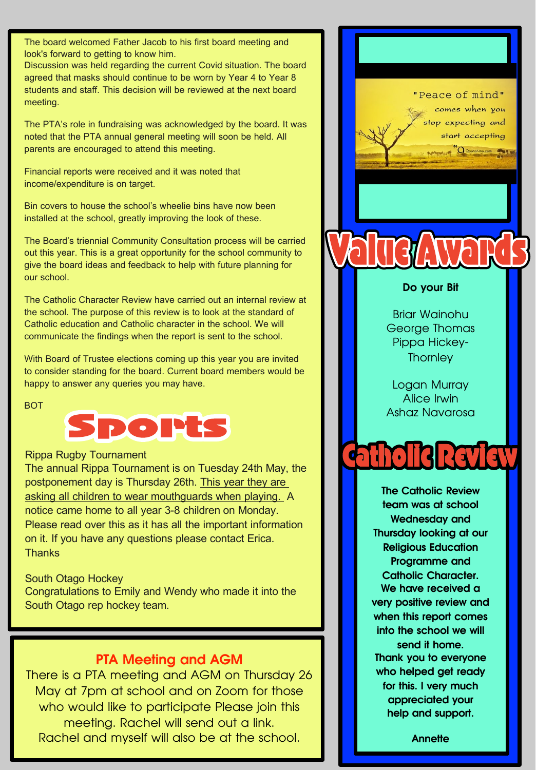The board welcomed Father Jacob to his first board meeting and look's forward to getting to know him.
Discussion was held regarding the current Covid situation. The board agreed that masks should continue to be worn by Year 4 to Year 8 students and staff. This decision will be reviewed at the next board meeting.

The PTA's role in fundraising was acknowledged by the board. It was noted that the PTA annual general meeting will soon be held. All parents are encouraged to attend this meeting.

Financial reports were received and it was noted that income/expenditure is on target.

Bin covers to house the school's wheelie bins have now been installed at the school, greatly improving the look of these.

The Board's triennial Community Consultation process will be carried out this year. This is a great opportunity for the school community to give the board ideas and feedback to help with future planning for our school.

The Catholic Character Review have carried out an internal review at the school. The purpose of this review is to look at the standard of Catholic education and Catholic character in the school. We will communicate the findings when the report is sent to the school.

With Board of Trustee elections coming up this year you are invited to consider standing for the board. Current board members would be happy to answer any queries you may have.

BOT

# Sports

Rippa Rugby Tournament
The annual Rippa Tournament is on Tuesday 24th May, the postponement day is Thursday 26th. This year they are asking all children to wear mouthguards when playing. A notice came home to all year 3-8 children on Monday. Please read over this as it has all the important information on it. If you have any questions please contact Erica. Thanks

South Otago Hockey
Congratulations to Emily and Wendy who made it into the South Otago rep hockey team.

## PTA Meeting and AGM

There is a PTA meeting and AGM on Thursday 26 May at 7pm at school and on Zoom for those who would like to participate Please join this meeting. Rachel will send out a link. Rachel and myself will also be at the school.

"Peace of mind" comes when you stop expecting and start accepting

# Value Awards

**Do your Bit**

Briar Wainohu
George Thomas
Pippa Hickey-Thornley

Logan Murray
Alice Irwin
Ashaz Navarosa

# Catholic Review

**The Catholic Review team was at school Wednesday and Thursday looking at our Religious Education Programme and Catholic Character. We have received a very positive review and when this report comes into the school we will send it home. Thank you to everyone who helped get ready for this. I very much appreciated your help and support.**

**Annette**